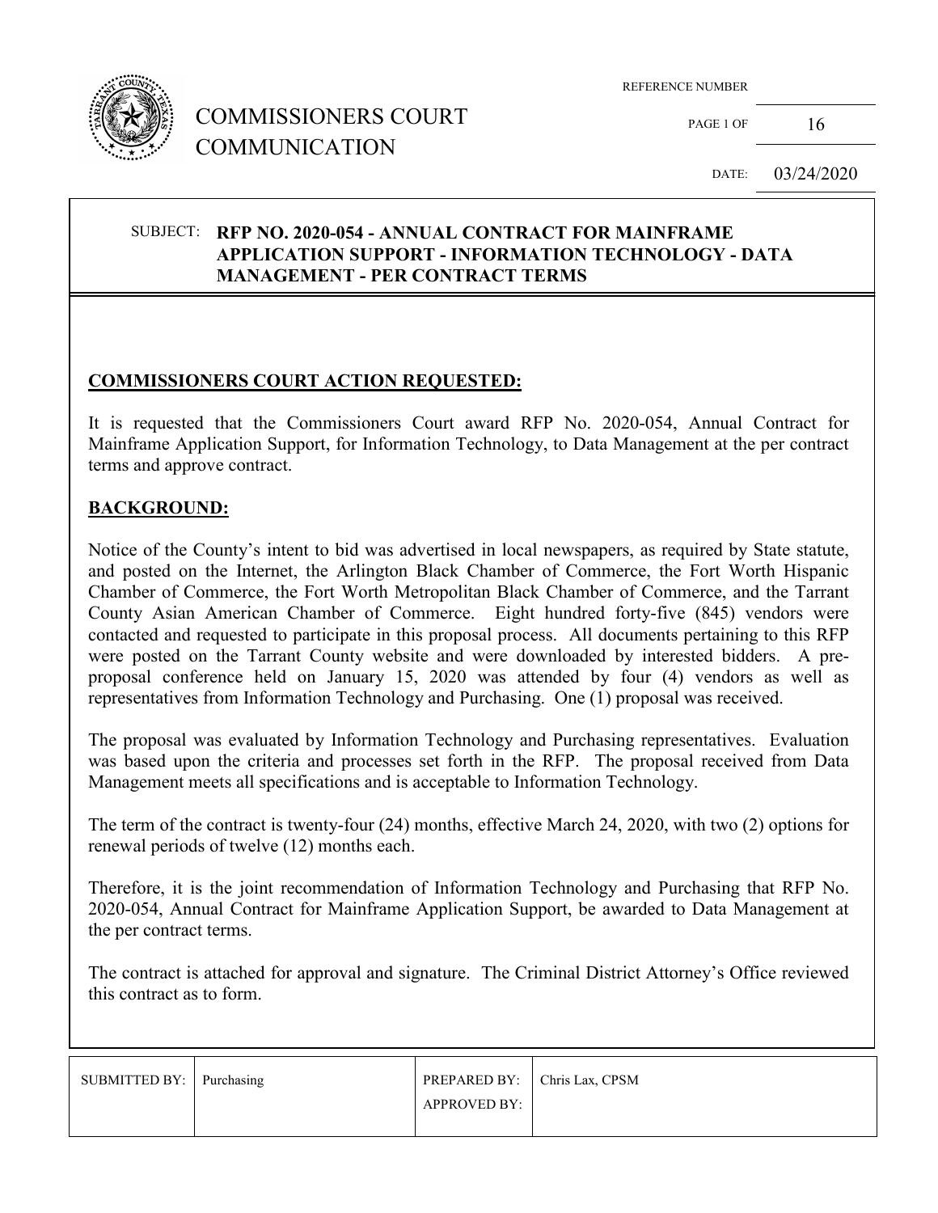# COMMISSIONERS COURT COMMUNICATION

REFERENCE NUMBER

PAGE 1 OF 16

DATE: 03/24/2020

**SUBJECT: RFP NO. 2020-054 - ANNUAL CONTRACT FOR MAINFRAME APPLICATION SUPPORT - INFORMATION TECHNOLOGY - DATA MANAGEMENT - PER CONTRACT TERMS**

## COMMISSIONERS COURT ACTION REQUESTED:

It is requested that the Commissioners Court award RFP No. 2020-054, Annual Contract for Mainframe Application Support, for Information Technology, to Data Management at the per contract terms and approve contract.

## BACKGROUND:

Notice of the County's intent to bid was advertised in local newspapers, as required by State statute, and posted on the Internet, the Arlington Black Chamber of Commerce, the Fort Worth Hispanic Chamber of Commerce, the Fort Worth Metropolitan Black Chamber of Commerce, and the Tarrant County Asian American Chamber of Commerce. Eight hundred forty-five (845) vendors were contacted and requested to participate in this proposal process. All documents pertaining to this RFP were posted on the Tarrant County website and were downloaded by interested bidders. A pre-proposal conference held on January 15, 2020 was attended by four (4) vendors as well as representatives from Information Technology and Purchasing. One (1) proposal was received.

The proposal was evaluated by Information Technology and Purchasing representatives. Evaluation was based upon the criteria and processes set forth in the RFP. The proposal received from Data Management meets all specifications and is acceptable to Information Technology.

The term of the contract is twenty-four (24) months, effective March 24, 2020, with two (2) options for renewal periods of twelve (12) months each.

Therefore, it is the joint recommendation of Information Technology and Purchasing that RFP No. 2020-054, Annual Contract for Mainframe Application Support, be awarded to Data Management at the per contract terms.

The contract is attached for approval and signature. The Criminal District Attorney's Office reviewed this contract as to form.

| SUBMITTED BY: | Purchasing | PREPARED BY: | Chris Lax, CPSM |
| --- | --- | --- | --- |
| | | APPROVED BY: | |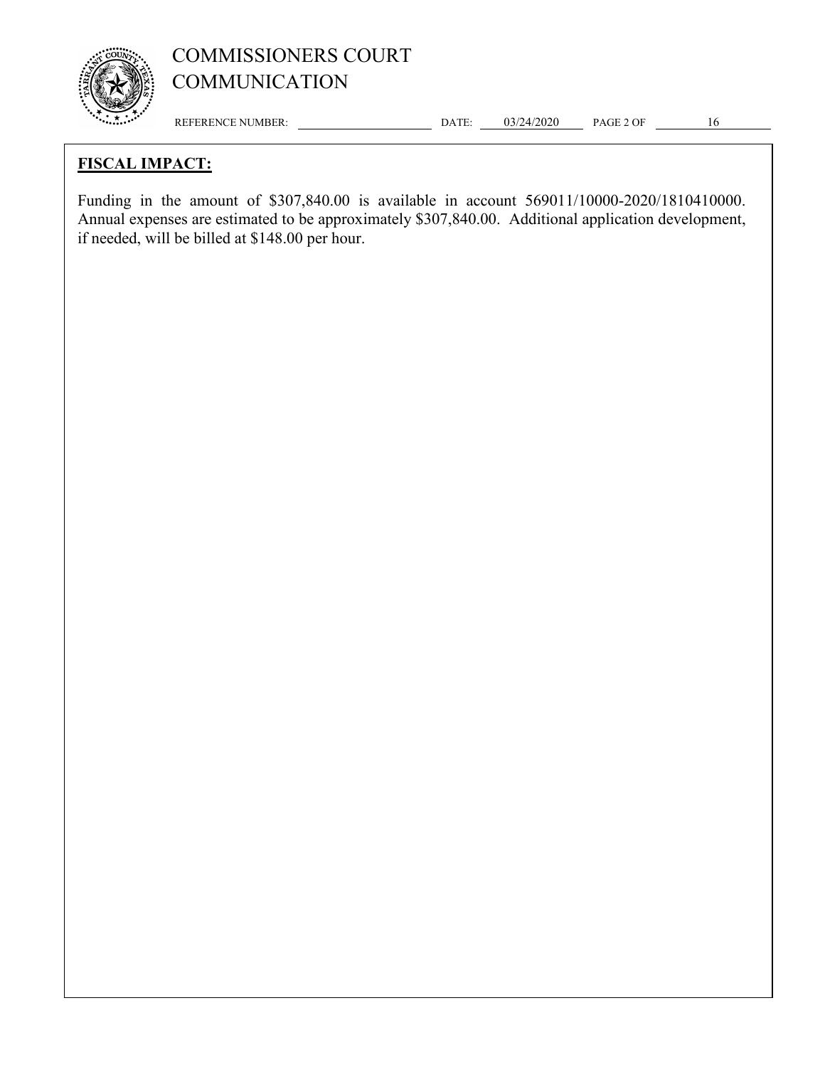## **FISCAL IMPACT:**

Funding in the amount of $307,840.00 is available in account 569011/10000-2020/1810410000. Annual expenses are estimated to be approximately $307,840.00. Additional application development, if needed, will be billed at $148.00 per hour.